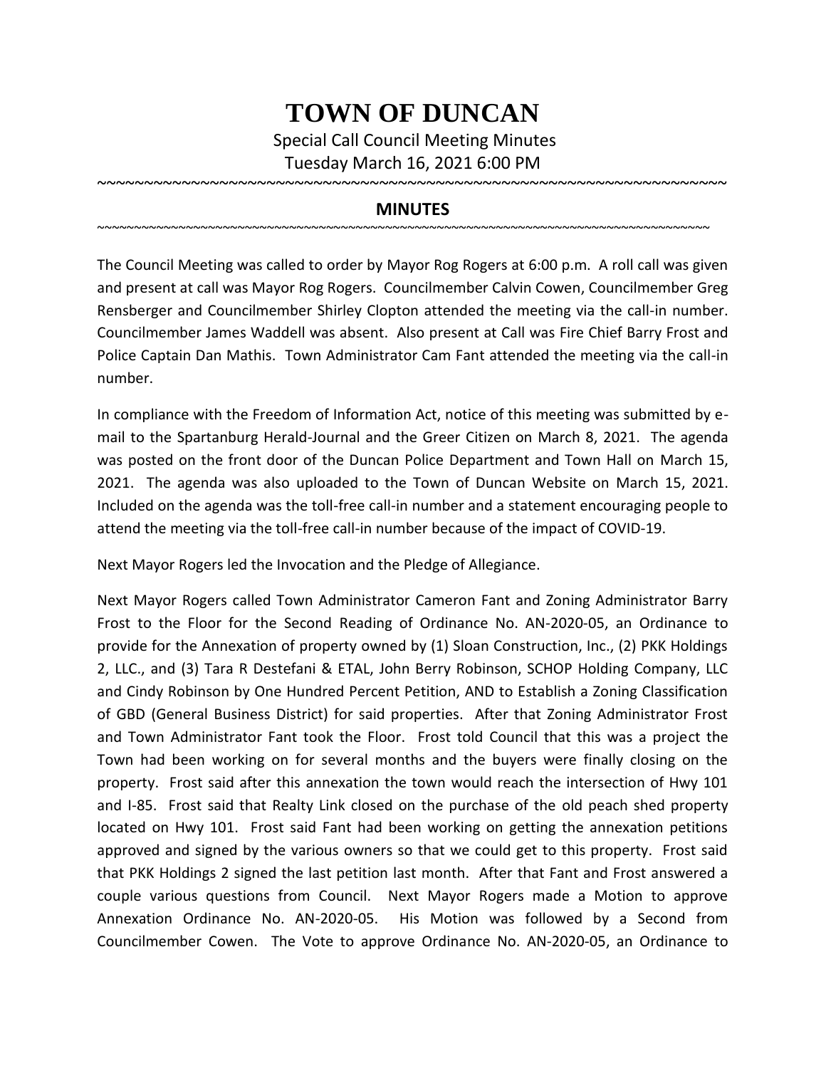# TOWN OF DUNCAN

Special Call Council Meeting Minutes

Tuesday March 16, 2021 6:00 PM

~~~~~~~~~~~~~~~~~~~~~~~~~~~~~~~~~~~~~~~~~~~~~~~~~~~~~~~~~~~~~~~~~~~~~~~~

## MINUTES

~~~~~~~~~~~~~~~~~~~~~~~~~~~~~~~~~~~~~~~~~~~~~~~~~~~~~~~~~~~~~~~~~~~~~~~~

The Council Meeting was called to order by Mayor Rog Rogers at 6:00 p.m. A roll call was given and present at call was Mayor Rog Rogers. Councilmember Calvin Cowen, Councilmember Greg Rensberger and Councilmember Shirley Clopton attended the meeting via the call-in number. Councilmember James Waddell was absent. Also present at Call was Fire Chief Barry Frost and Police Captain Dan Mathis. Town Administrator Cam Fant attended the meeting via the call-in number.

In compliance with the Freedom of Information Act, notice of this meeting was submitted by e-mail to the Spartanburg Herald-Journal and the Greer Citizen on March 8, 2021. The agenda was posted on the front door of the Duncan Police Department and Town Hall on March 15, 2021. The agenda was also uploaded to the Town of Duncan Website on March 15, 2021. Included on the agenda was the toll-free call-in number and a statement encouraging people to attend the meeting via the toll-free call-in number because of the impact of COVID-19.

Next Mayor Rogers led the Invocation and the Pledge of Allegiance.

Next Mayor Rogers called Town Administrator Cameron Fant and Zoning Administrator Barry Frost to the Floor for the Second Reading of Ordinance No. AN-2020-05, an Ordinance to provide for the Annexation of property owned by (1) Sloan Construction, Inc., (2) PKK Holdings 2, LLC., and (3) Tara R Destefani & ETAL, John Berry Robinson, SCHOP Holding Company, LLC and Cindy Robinson by One Hundred Percent Petition, AND to Establish a Zoning Classification of GBD (General Business District) for said properties. After that Zoning Administrator Frost and Town Administrator Fant took the Floor. Frost told Council that this was a project the Town had been working on for several months and the buyers were finally closing on the property. Frost said after this annexation the town would reach the intersection of Hwy 101 and I-85. Frost said that Realty Link closed on the purchase of the old peach shed property located on Hwy 101. Frost said Fant had been working on getting the annexation petitions approved and signed by the various owners so that we could get to this property. Frost said that PKK Holdings 2 signed the last petition last month. After that Fant and Frost answered a couple various questions from Council. Next Mayor Rogers made a Motion to approve Annexation Ordinance No. AN-2020-05. His Motion was followed by a Second from Councilmember Cowen. The Vote to approve Ordinance No. AN-2020-05, an Ordinance to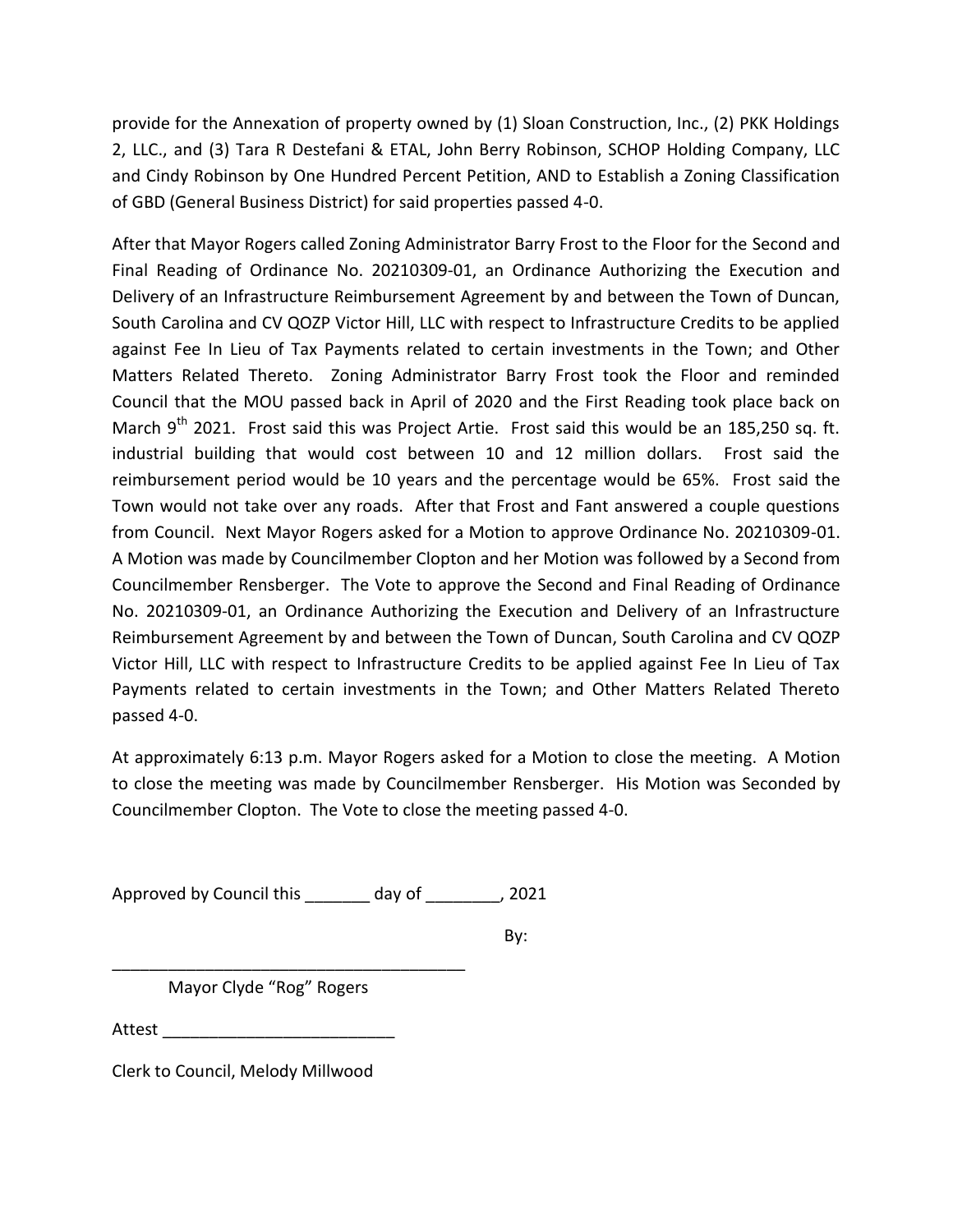provide for the Annexation of property owned by (1) Sloan Construction, Inc., (2) PKK Holdings 2, LLC., and (3) Tara R Destefani & ETAL, John Berry Robinson, SCHOP Holding Company, LLC and Cindy Robinson by One Hundred Percent Petition, AND to Establish a Zoning Classification of GBD (General Business District) for said properties passed 4-0.

After that Mayor Rogers called Zoning Administrator Barry Frost to the Floor for the Second and Final Reading of Ordinance No. 20210309-01, an Ordinance Authorizing the Execution and Delivery of an Infrastructure Reimbursement Agreement by and between the Town of Duncan, South Carolina and CV QOZP Victor Hill, LLC with respect to Infrastructure Credits to be applied against Fee In Lieu of Tax Payments related to certain investments in the Town; and Other Matters Related Thereto. Zoning Administrator Barry Frost took the Floor and reminded Council that the MOU passed back in April of 2020 and the First Reading took place back on March 9th 2021. Frost said this was Project Artie. Frost said this would be an 185,250 sq. ft. industrial building that would cost between 10 and 12 million dollars. Frost said the reimbursement period would be 10 years and the percentage would be 65%. Frost said the Town would not take over any roads. After that Frost and Fant answered a couple questions from Council. Next Mayor Rogers asked for a Motion to approve Ordinance No. 20210309-01. A Motion was made by Councilmember Clopton and her Motion was followed by a Second from Councilmember Rensberger. The Vote to approve the Second and Final Reading of Ordinance No. 20210309-01, an Ordinance Authorizing the Execution and Delivery of an Infrastructure Reimbursement Agreement by and between the Town of Duncan, South Carolina and CV QOZP Victor Hill, LLC with respect to Infrastructure Credits to be applied against Fee In Lieu of Tax Payments related to certain investments in the Town; and Other Matters Related Thereto passed 4-0.

At approximately 6:13 p.m. Mayor Rogers asked for a Motion to close the meeting. A Motion to close the meeting was made by Councilmember Rensberger. His Motion was Seconded by Councilmember Clopton. The Vote to close the meeting passed 4-0.

Approved by Council this _______ day of ________, 2021

By:

_______________________________________

Mayor Clyde "Rog" Rogers

Attest _________________________

Clerk to Council, Melody Millwood